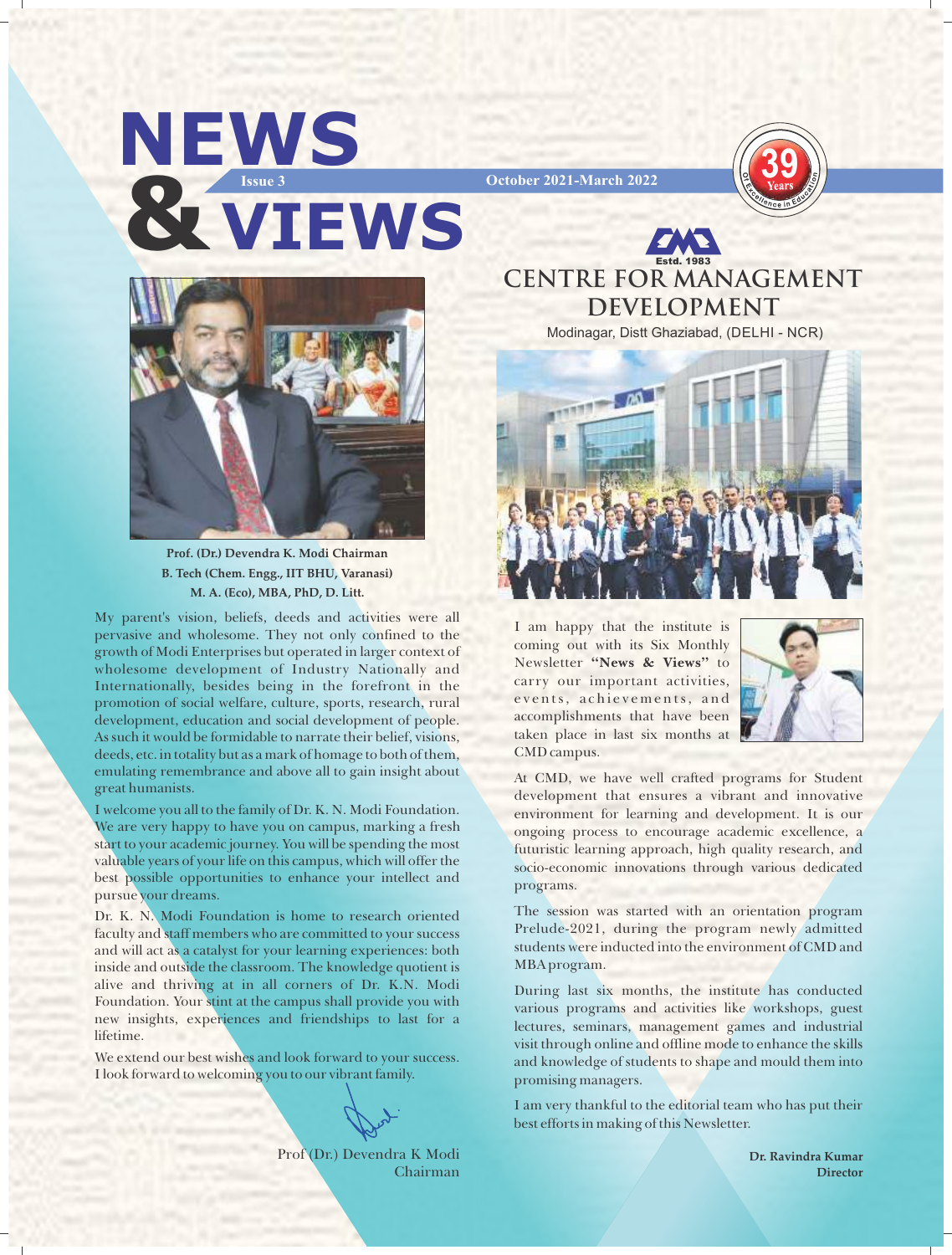# NEWS & VIEWS

**Issue 3** **October 2021-March 2022**

39 Years Of Excellence in Education

Estd. 1983

## CENTRE FOR MANAGEMENT DEVELOPMENT

Modinagar, Distt Ghaziabad, (DELHI - NCR)

**Prof. (Dr.) Devendra K. Modi Chairman**
**B. Tech (Chem. Engg., IIT BHU, Varanasi)**
**M. A. (Eco), MBA, PhD, D. Litt.**

My parent's vision, beliefs, deeds and activities were all pervasive and wholesome. They not only confined to the growth of Modi Enterprises but operated in larger context of wholesome development of Industry Nationally and Internationally, besides being in the forefront in the promotion of social welfare, culture, sports, research, rural development, education and social development of people. As such it would be formidable to narrate their belief, visions, deeds, etc. in totality but as a mark of homage to both of them, emulating remembrance and above all to gain insight about great humanists.

I welcome you all to the family of Dr. K. N. Modi Foundation. We are very happy to have you on campus, marking a fresh start to your academic journey. You will be spending the most valuable years of your life on this campus, which will offer the best possible opportunities to enhance your intellect and pursue your dreams.

Dr. K. N. Modi Foundation is home to research oriented faculty and staff members who are committed to your success and will act as a catalyst for your learning experiences: both inside and outside the classroom. The knowledge quotient is alive and thriving at in all corners of Dr. K.N. Modi Foundation. Your stint at the campus shall provide you with new insights, experiences and friendships to last for a lifetime.

We extend our best wishes and look forward to your success. I look forward to welcoming you to our vibrant family.

Prof (Dr.) Devendra K Modi
Chairman

I am happy that the institute is coming out with its Six Monthly Newsletter **"News & Views"** to carry our important activities, events, achievements, and accomplishments that have been taken place in last six months at CMD campus.

At CMD, we have well crafted programs for Student development that ensures a vibrant and innovative environment for learning and development. It is our ongoing process to encourage academic excellence, a futuristic learning approach, high quality research, and socio-economic innovations through various dedicated programs.

The session was started with an orientation program Prelude-2021, during the program newly admitted students were inducted into the environment of CMD and MBA program.

During last six months, the institute has conducted various programs and activities like workshops, guest lectures, seminars, management games and industrial visit through online and offline mode to enhance the skills and knowledge of students to shape and mould them into promising managers.

I am very thankful to the editorial team who has put their best efforts in making of this Newsletter.

**Dr. Ravindra Kumar**
**Director**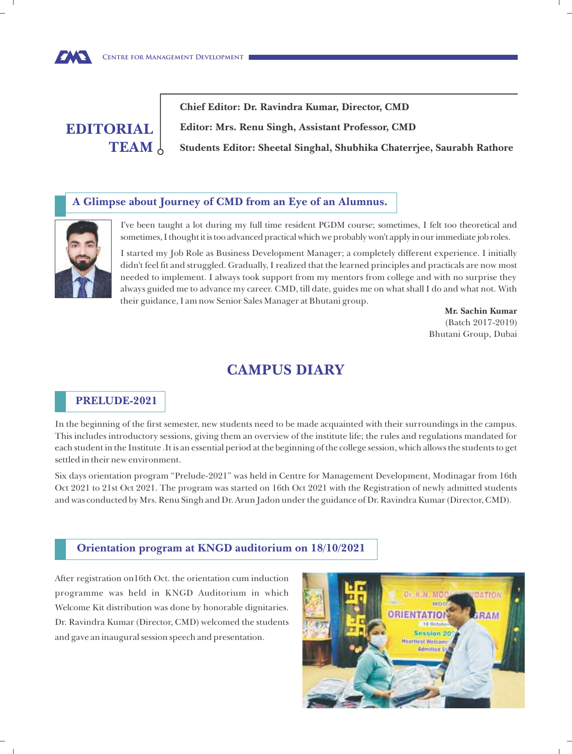## EDITORIAL TEAM

**Chief Editor: Dr. Ravindra Kumar, Director, CMD**

**Editor: Mrs. Renu Singh, Assistant Professor, CMD**

**Students Editor: Sheetal Singhal, Shubhika Chaterrjee, Saurabh Rathore**

### A Glimpse about Journey of CMD from an Eye of an Alumnus.

I've been taught a lot during my full time resident PGDM course; sometimes, I felt too theoretical and sometimes, I thought it is too advanced practical which we probably won't apply in our immediate job roles.

I started my Job Role as Business Development Manager; a completely different experience. I initially didn't feel fit and struggled. Gradually, I realized that the learned principles and practicals are now most needed to implement. I always took support from my mentors from college and with no surprise they always guided me to advance my career. CMD, till date, guides me on what shall I do and what not. With their guidance, I am now Senior Sales Manager at Bhutani group.

**Mr. Sachin Kumar**
(Batch 2017-2019)
Bhutani Group, Dubai

## CAMPUS DIARY

### PRELUDE-2021

In the beginning of the first semester, new students need to be made acquainted with their surroundings in the campus. This includes introductory sessions, giving them an overview of the institute life; the rules and regulations mandated for each student in the Institute .It is an essential period at the beginning of the college session, which allows the students to get settled in their new environment.

Six days orientation program "Prelude-2021" was held in Centre for Management Development, Modinagar from 16th Oct 2021 to 21st Oct 2021. The program was started on 16th Oct 2021 with the Registration of newly admitted students and was conducted by Mrs. Renu Singh and Dr. Arun Jadon under the guidance of Dr. Ravindra Kumar (Director, CMD).

### Orientation program at KNGD auditorium on 18/10/2021

After registration on16th Oct. the orientation cum induction programme was held in KNGD Auditorium in which Welcome Kit distribution was done by honorable dignitaries. Dr. Ravindra Kumar (Director, CMD) welcomed the students and gave an inaugural session speech and presentation.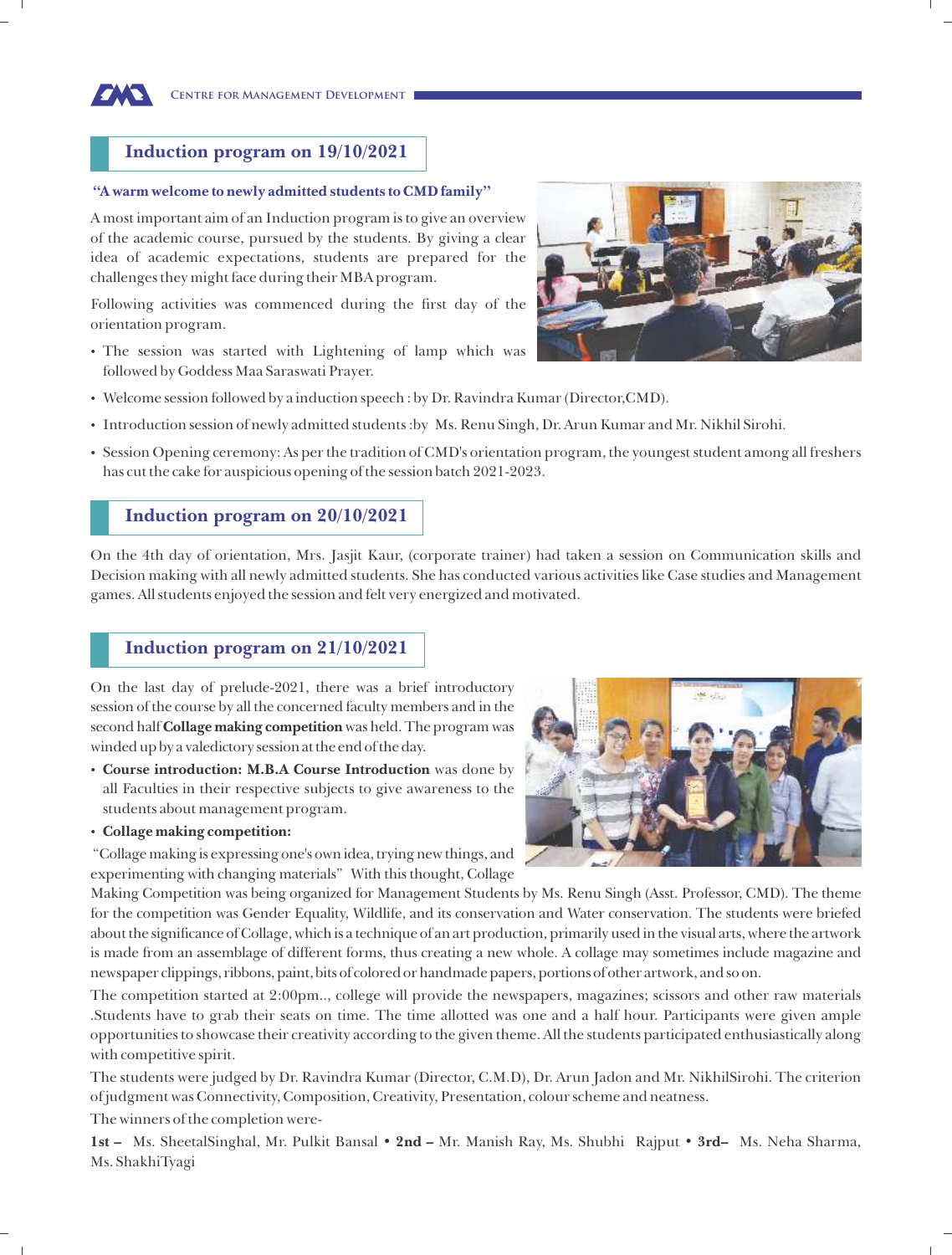## Induction program on 19/10/2021

**"A warm welcome to newly admitted students to CMD family"**

A most important aim of an Induction program is to give an overview of the academic course, pursued by the students. By giving a clear idea of academic expectations, students are prepared for the challenges they might face during their MBA program.

Following activities was commenced during the first day of the orientation program.

- The session was started with Lightening of lamp which was followed by Goddess Maa Saraswati Prayer.
- Welcome session followed by a induction speech : by Dr. Ravindra Kumar (Director,CMD).
- Introduction session of newly admitted students :by Ms. Renu Singh, Dr. Arun Kumar and Mr. Nikhil Sirohi.
- Session Opening ceremony: As per the tradition of CMD's orientation program, the youngest student among all freshers has cut the cake for auspicious opening of the session batch 2021-2023.

## Induction program on 20/10/2021

On the 4th day of orientation, Mrs. Jasjit Kaur, (corporate trainer) had taken a session on Communication skills and Decision making with all newly admitted students. She has conducted various activities like Case studies and Management games. All students enjoyed the session and felt very energized and motivated.

## Induction program on 21/10/2021

On the last day of prelude-2021, there was a brief introductory session of the course by all the concerned faculty members and in the second half **Collage making competition** was held. The program was winded up by a valedictory session at the end of the day.

- **Course introduction: M.B.A Course Introduction** was done by all Faculties in their respective subjects to give awareness to the students about management program.
- **Collage making competition:**

"Collage making is expressing one's own idea, trying new things, and experimenting with changing materials" With this thought, Collage Making Competition was being organized for Management Students by Ms. Renu Singh (Asst. Professor, CMD). The theme for the competition was Gender Equality, Wildlife, and its conservation and Water conservation. The students were briefed about the significance of Collage, which is a technique of an art production, primarily used in the visual arts, where the artwork is made from an assemblage of different forms, thus creating a new whole. A collage may sometimes include magazine and newspaper clippings, ribbons, paint, bits of colored or handmade papers, portions of other artwork, and so on.

The competition started at 2:00pm.., college will provide the newspapers, magazines; scissors and other raw materials .Students have to grab their seats on time. The time allotted was one and a half hour. Participants were given ample opportunities to showcase their creativity according to the given theme. All the students participated enthusiastically along with competitive spirit.

The students were judged by Dr. Ravindra Kumar (Director, C.M.D), Dr. Arun Jadon and Mr. NikhilSirohi. The criterion of judgment was Connectivity, Composition, Creativity, Presentation, colour scheme and neatness.

The winners of the completion were-

**1st –** Ms. SheetalSinghal, Mr. Pulkit Bansal • **2nd –** Mr. Manish Ray, Ms. Shubhi Rajput • **3rd–** Ms. Neha Sharma, Ms. ShakhiTyagi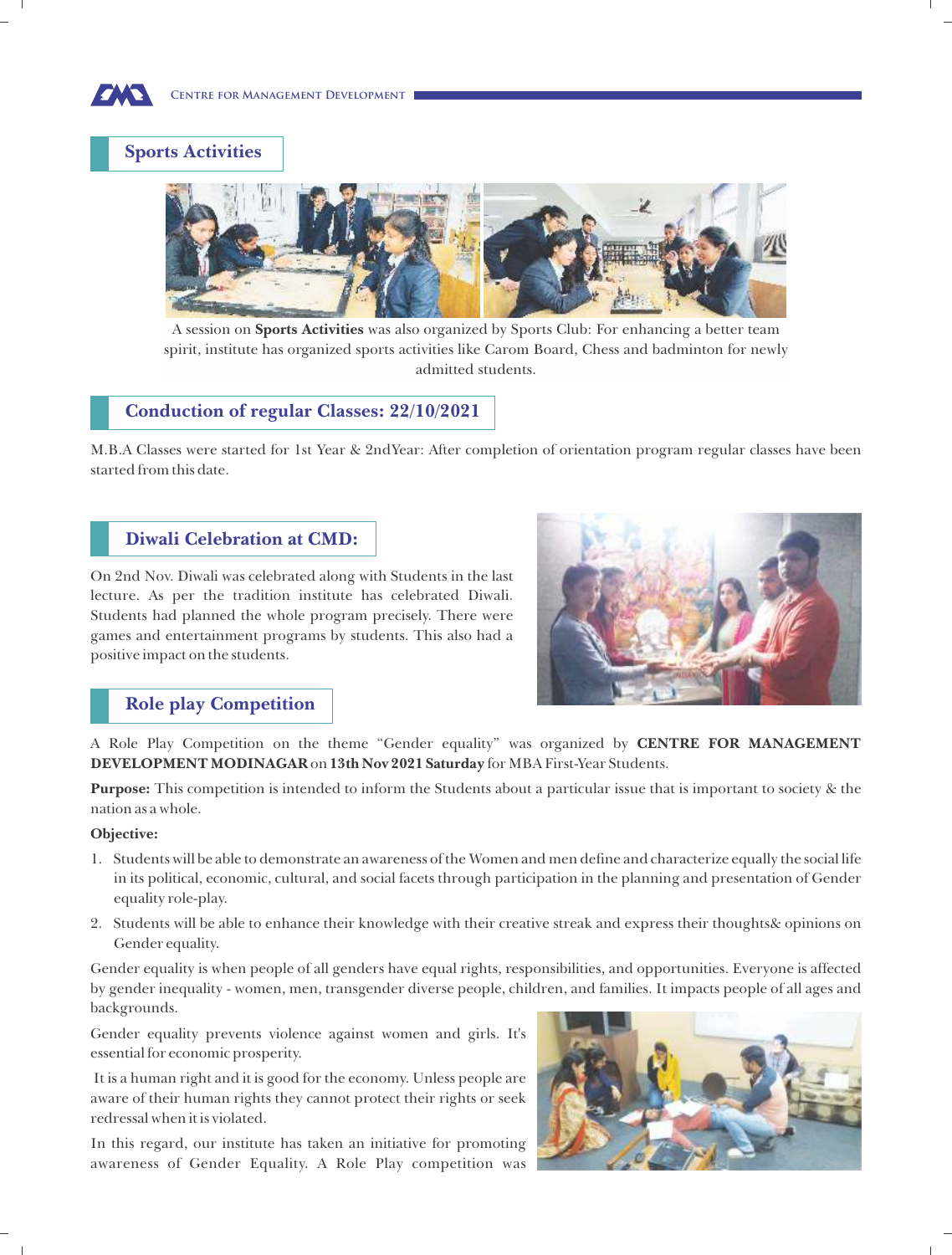## Sports Activities

A session on **Sports Activities** was also organized by Sports Club: For enhancing a better team spirit, institute has organized sports activities like Carom Board, Chess and badminton for newly admitted students.

## Conduction of regular Classes: 22/10/2021

M.B.A Classes were started for 1st Year & 2ndYear: After completion of orientation program regular classes have been started from this date.

## Diwali Celebration at CMD:

On 2nd Nov. Diwali was celebrated along with Students in the last lecture. As per the tradition institute has celebrated Diwali. Students had planned the whole program precisely. There were games and entertainment programs by students. This also had a positive impact on the students.

## Role play Competition

A Role Play Competition on the theme "Gender equality" was organized by **CENTRE FOR MANAGEMENT DEVELOPMENT MODINAGAR** on **13th Nov 2021 Saturday** for MBA First-Year Students.

**Purpose:** This competition is intended to inform the Students about a particular issue that is important to society & the nation as a whole.

**Objective:**

1. Students will be able to demonstrate an awareness of the Women and men define and characterize equally the social life in its political, economic, cultural, and social facets through participation in the planning and presentation of Gender equality role-play.
2. Students will be able to enhance their knowledge with their creative streak and express their thoughts& opinions on Gender equality.

Gender equality is when people of all genders have equal rights, responsibilities, and opportunities. Everyone is affected by gender inequality - women, men, transgender diverse people, children, and families. It impacts people of all ages and backgrounds.

Gender equality prevents violence against women and girls. It's essential for economic prosperity.

It is a human right and it is good for the economy. Unless people are aware of their human rights they cannot protect their rights or seek redressal when it is violated.

In this regard, our institute has taken an initiative for promoting awareness of Gender Equality. A Role Play competition was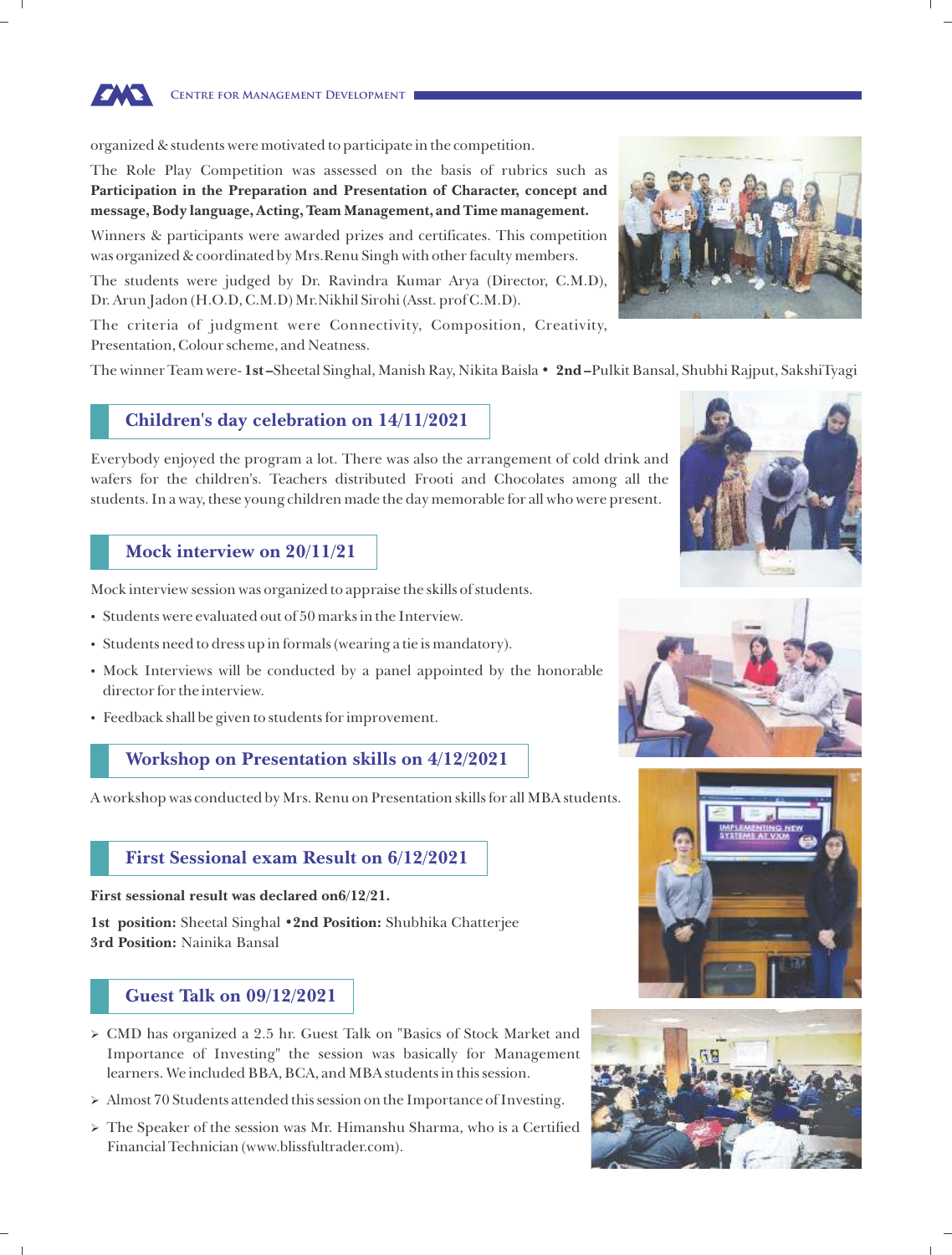organized & students were motivated to participate in the competition.

The Role Play Competition was assessed on the basis of rubrics such as **Participation in the Preparation and Presentation of Character, concept and message, Body language, Acting, Team Management, and Time management.**

Winners & participants were awarded prizes and certificates. This competition was organized & coordinated by Mrs.Renu Singh with other faculty members.

The students were judged by Dr. Ravindra Kumar Arya (Director, C.M.D), Dr. Arun Jadon (H.O.D, C.M.D) Mr.Nikhil Sirohi (Asst. prof C.M.D).

The criteria of judgment were Connectivity, Composition, Creativity, Presentation, Colour scheme, and Neatness.

The winner Team were- **1st –**Sheetal Singhal, Manish Ray, Nikita Baisla • **2nd –**Pulkit Bansal, Shubhi Rajput, SakshiTyagi

## Children's day celebration on 14/11/2021

Everybody enjoyed the program a lot. There was also the arrangement of cold drink and wafers for the children's. Teachers distributed Frooti and Chocolates among all the students. In a way, these young children made the day memorable for all who were present.

## Mock interview on 20/11/21

Mock interview session was organized to appraise the skills of students.

- Students were evaluated out of 50 marks in the Interview.
- Students need to dress up in formals (wearing a tie is mandatory).
- Mock Interviews will be conducted by a panel appointed by the honorable director for the interview.
- Feedback shall be given to students for improvement.

## Workshop on Presentation skills on 4/12/2021

A workshop was conducted by Mrs. Renu on Presentation skills for all MBA students.

## First Sessional exam Result on 6/12/2021

**First sessional result was declared on6/12/21.**

**1st position:** Sheetal Singhal •**2nd Position:** Shubhika Chatterjee
**3rd Position:** Nainika Bansal

## Guest Talk on 09/12/2021

- CMD has organized a 2.5 hr. Guest Talk on "Basics of Stock Market and Importance of Investing" the session was basically for Management learners. We included BBA, BCA, and MBA students in this session.
- Almost 70 Students attended this session on the Importance of Investing.
- The Speaker of the session was Mr. Himanshu Sharma, who is a Certified Financial Technician (www.blissfultrader.com).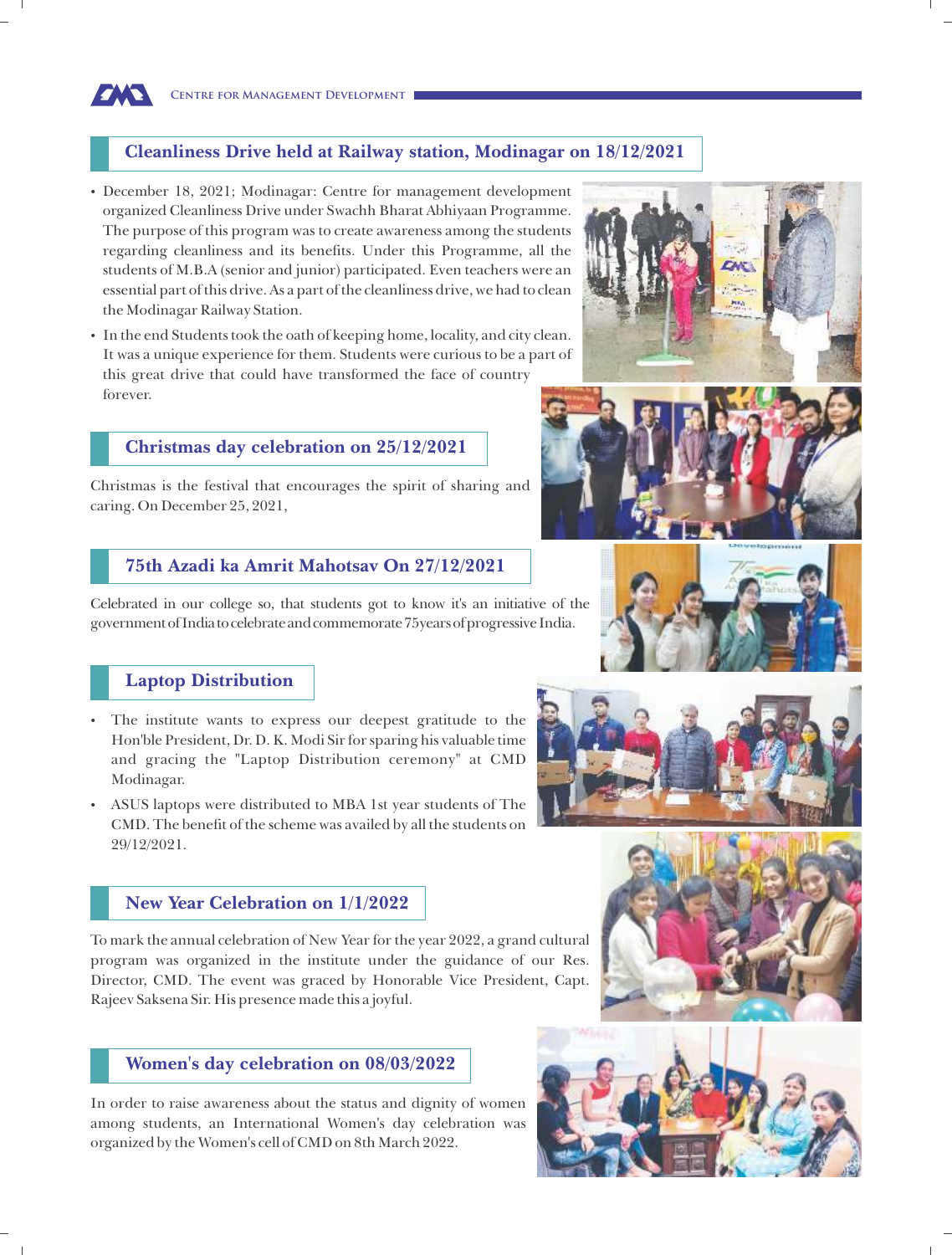## Cleanliness Drive held at Railway station, Modinagar on 18/12/2021

- December 18, 2021; Modinagar: Centre for management development organized Cleanliness Drive under Swachh Bharat Abhiyaan Programme. The purpose of this program was to create awareness among the students regarding cleanliness and its benefits. Under this Programme, all the students of M.B.A (senior and junior) participated. Even teachers were an essential part of this drive. As a part of the cleanliness drive, we had to clean the Modinagar Railway Station.
- In the end Students took the oath of keeping home, locality, and city clean. It was a unique experience for them. Students were curious to be a part of this great drive that could have transformed the face of country forever.

## Christmas day celebration on 25/12/2021

Christmas is the festival that encourages the spirit of sharing and caring. On December 25, 2021,

## 75th Azadi ka Amrit Mahotsav On 27/12/2021

Celebrated in our college so, that students got to know it's an initiative of the government of India to celebrate and commemorate 75years of progressive India.

## Laptop Distribution

- The institute wants to express our deepest gratitude to the Hon'ble President, Dr. D. K. Modi Sir for sparing his valuable time and gracing the "Laptop Distribution ceremony" at CMD Modinagar.
- ASUS laptops were distributed to MBA 1st year students of The CMD. The benefit of the scheme was availed by all the students on 29/12/2021.

## New Year Celebration on 1/1/2022

To mark the annual celebration of New Year for the year 2022, a grand cultural program was organized in the institute under the guidance of our Res. Director, CMD. The event was graced by Honorable Vice President, Capt. Rajeev Saksena Sir. His presence made this a joyful.

## Women's day celebration on 08/03/2022

In order to raise awareness about the status and dignity of women among students, an International Women's day celebration was organized by the Women's cell of CMD on 8th March 2022.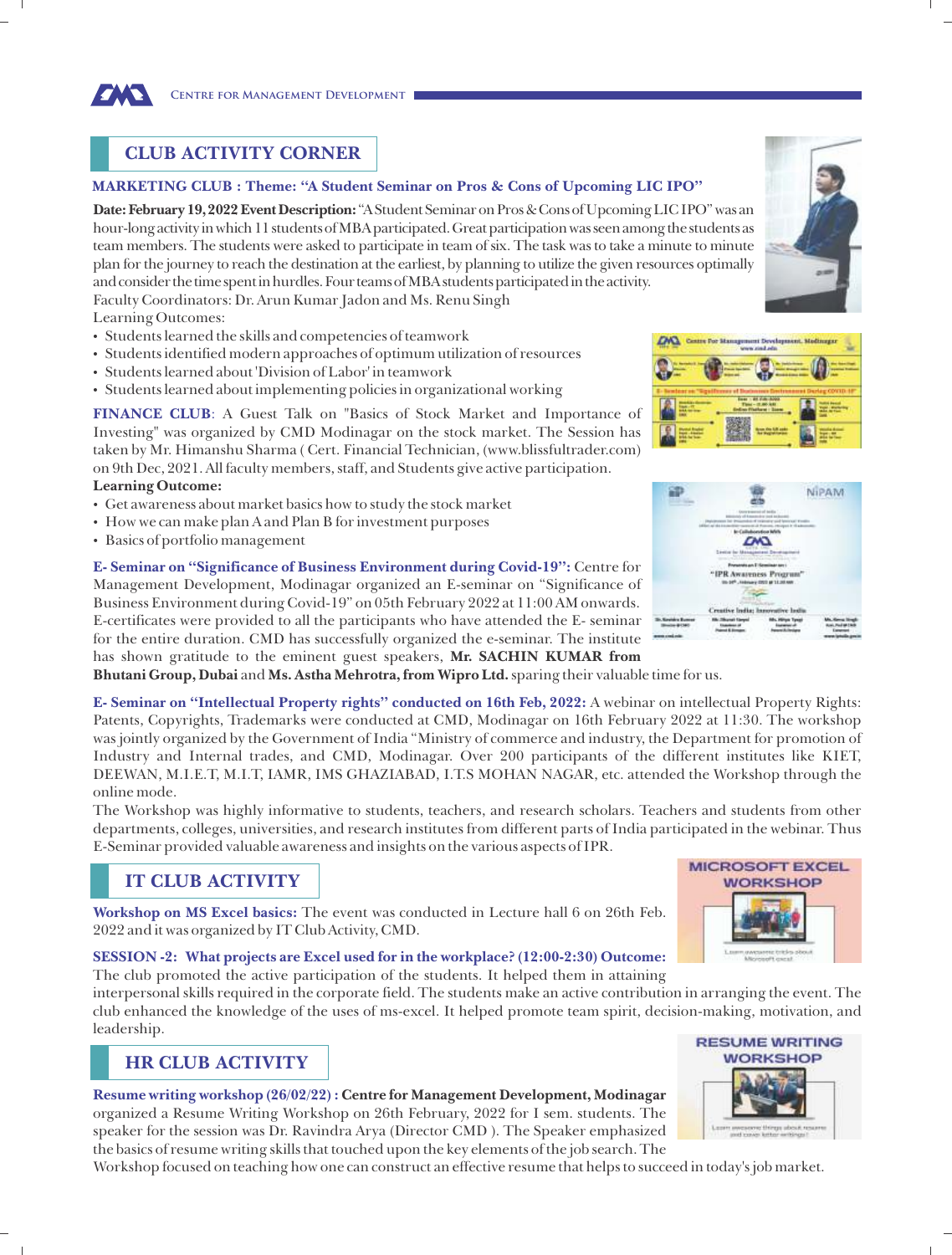## CLUB ACTIVITY CORNER

**MARKETING CLUB : Theme: "A Student Seminar on Pros & Cons of Upcoming LIC IPO"**

**Date: February 19, 2022 Event Description:** "A Student Seminar on Pros & Cons of Upcoming LIC IPO" was an hour-long activity in which 11 students of MBA participated. Great participation was seen among the students as team members. The students were asked to participate in team of six. The task was to take a minute to minute plan for the journey to reach the destination at the earliest, by planning to utilize the given resources optimally and consider the time spent in hurdles. Four teams of MBA students participated in the activity.

Faculty Coordinators: Dr. Arun Kumar Jadon and Ms. Renu Singh

Learning Outcomes:

- Students learned the skills and competencies of teamwork
- Students identified modern approaches of optimum utilization of resources
- Students learned about 'Division of Labor' in teamwork
- Students learned about implementing policies in organizational working

**FINANCE CLUB**: A Guest Talk on "Basics of Stock Market and Importance of Investing" was organized by CMD Modinagar on the stock market. The Session has taken by Mr. Himanshu Sharma ( Cert. Financial Technician, (www.blissfultrader.com) on 9th Dec, 2021. All faculty members, staff, and Students give active participation.

**Learning Outcome:**

- Get awareness about market basics how to study the stock market
- How we can make plan A and Plan B for investment purposes
- Basics of portfolio management

**E- Seminar on "Significance of Business Environment during Covid-19":** Centre for Management Development, Modinagar organized an E-seminar on "Significance of Business Environment during Covid-19" on 05th February 2022 at 11:00 AM onwards. E-certificates were provided to all the participants who have attended the E- seminar for the entire duration. CMD has successfully organized the e-seminar. The institute has shown gratitude to the eminent guest speakers, **Mr. SACHIN KUMAR from Bhutani Group, Dubai** and **Ms. Astha Mehrotra, from Wipro Ltd.** sparing their valuable time for us.

**E- Seminar on "Intellectual Property rights" conducted on 16th Feb, 2022:** A webinar on intellectual Property Rights: Patents, Copyrights, Trademarks were conducted at CMD, Modinagar on 16th February 2022 at 11:30. The workshop was jointly organized by the Government of India "Ministry of commerce and industry, the Department for promotion of Industry and Internal trades, and CMD, Modinagar. Over 200 participants of the different institutes like KIET, DEEWAN, M.I.E.T, M.I.T, IAMR, IMS GHAZIABAD, I.T.S MOHAN NAGAR, etc. attended the Workshop through the online mode.

The Workshop was highly informative to students, teachers, and research scholars. Teachers and students from other departments, colleges, universities, and research institutes from different parts of India participated in the webinar. Thus E-Seminar provided valuable awareness and insights on the various aspects of IPR.

## IT CLUB ACTIVITY

**Workshop on MS Excel basics:** The event was conducted in Lecture hall 6 on 26th Feb. 2022 and it was organized by IT Club Activity, CMD.

**SESSION -2: What projects are Excel used for in the workplace? (12:00-2:30) Outcome:** The club promoted the active participation of the students. It helped them in attaining interpersonal skills required in the corporate field. The students make an active contribution in arranging the event. The club enhanced the knowledge of the uses of ms-excel. It helped promote team spirit, decision-making, motivation, and leadership.

## HR CLUB ACTIVITY

**Resume writing workshop (26/02/22) : Centre for Management Development, Modinagar** organized a Resume Writing Workshop on 26th February, 2022 for I sem. students. The speaker for the session was Dr. Ravindra Arya (Director CMD ). The Speaker emphasized the basics of resume writing skills that touched upon the key elements of the job search. The Workshop focused on teaching how one can construct an effective resume that helps to succeed in today's job market.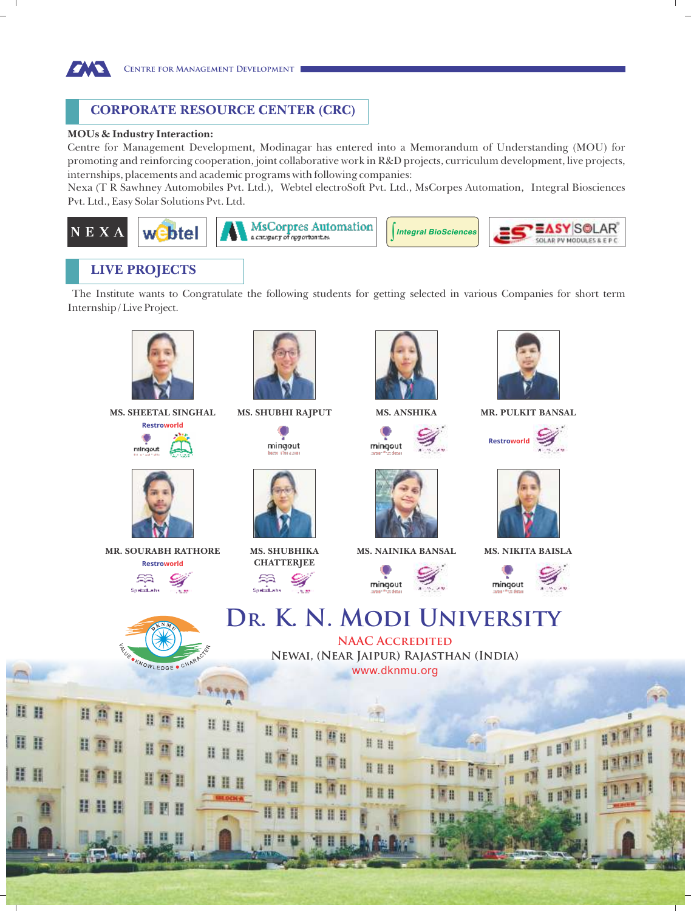## CORPORATE RESOURCE CENTER (CRC)

**MOUs & Industry Interaction:**

Centre for Management Development, Modinagar has entered into a Memorandum of Understanding (MOU) for promoting and reinforcing cooperation, joint collaborative work in R&D projects, curriculum development, live projects, internships, placements and academic programs with following companies:

Nexa (T R Sawhney Automobiles Pvt. Ltd.), Webtel electroSoft Pvt. Ltd., MsCorpes Automation, Integral Biosciences Pvt. Ltd., Easy Solar Solutions Pvt. Ltd.

NEXA | webtel | MsCorpres Automation a company of opportunities | Integral BioSciences | EASY SOLAR SOLAR PV MODULES & E P C

## LIVE PROJECTS

The Institute wants to Congratulate the following students for getting selected in various Companies for short term Internship/Live Project.

**MS. SHEETAL SINGHAL**
Restroworld, mingout

**MS. SHUBHI RAJPUT**
mingout

**MS. ANSHIKA**
mingout

**MR. PULKIT BANSAL**
Restroworld

**MR. SOURABH RATHORE**
Restroworld, SpeedLahy

**MS. SHUBHIKA CHATTERJEE**
SpeedLahy

**MS. NAINIKA BANSAL**
mingout

**MS. NIKITA BAISLA**
mingout

# DR. K. N. MODI UNIVERSITY

DKNMU — VALUE • KNOWLEDGE • CHARACTER

NAAC ACCREDITED

NEWAI, (NEAR JAIPUR) RAJASTHAN (INDIA)

www.dknmu.org